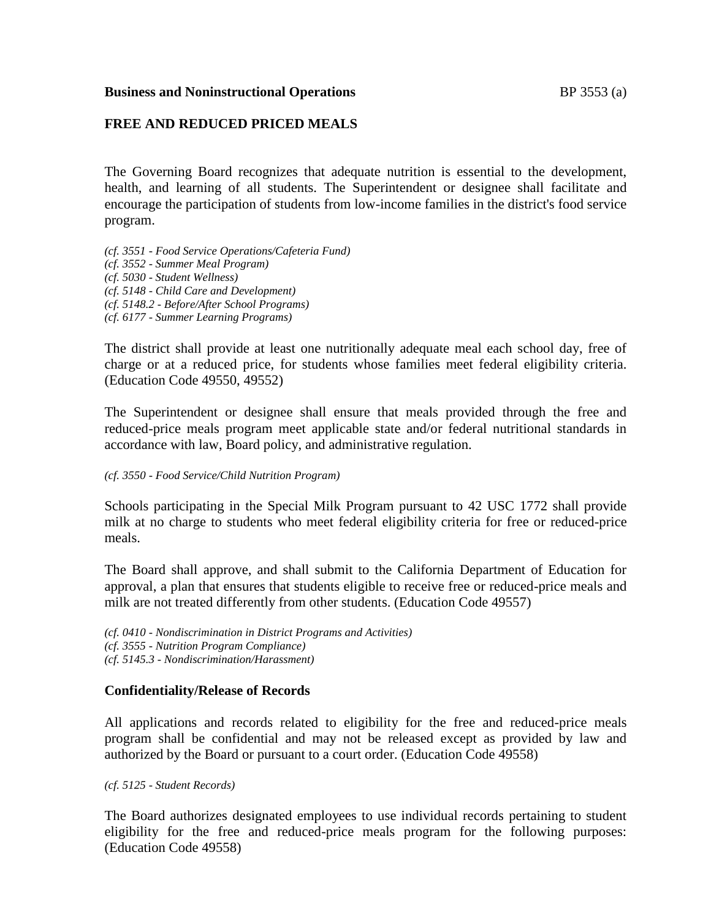**Business and Noninstructional Operations** BP 3553 (a)

## FREE AND REDUCED PRICED MEALS

The Governing Board recognizes that adequate nutrition is essential to the development, health, and learning of all students. The Superintendent or designee shall facilitate and encourage the participation of students from low-income families in the district's food service program.

*(cf. 3551 - Food Service Operations/Cafeteria Fund)*
*(cf. 3552 - Summer Meal Program)*
*(cf. 5030 - Student Wellness)*
*(cf. 5148 - Child Care and Development)*
*(cf. 5148.2 - Before/After School Programs)*
*(cf. 6177 - Summer Learning Programs)*

The district shall provide at least one nutritionally adequate meal each school day, free of charge or at a reduced price, for students whose families meet federal eligibility criteria. (Education Code 49550, 49552)

The Superintendent or designee shall ensure that meals provided through the free and reduced-price meals program meet applicable state and/or federal nutritional standards in accordance with law, Board policy, and administrative regulation.

*(cf. 3550 - Food Service/Child Nutrition Program)*

Schools participating in the Special Milk Program pursuant to 42 USC 1772 shall provide milk at no charge to students who meet federal eligibility criteria for free or reduced-price meals.

The Board shall approve, and shall submit to the California Department of Education for approval, a plan that ensures that students eligible to receive free or reduced-price meals and milk are not treated differently from other students. (Education Code 49557)

*(cf. 0410 - Nondiscrimination in District Programs and Activities)*
*(cf. 3555 - Nutrition Program Compliance)*
*(cf. 5145.3 - Nondiscrimination/Harassment)*

### Confidentiality/Release of Records

All applications and records related to eligibility for the free and reduced-price meals program shall be confidential and may not be released except as provided by law and authorized by the Board or pursuant to a court order. (Education Code 49558)

*(cf. 5125 - Student Records)*

The Board authorizes designated employees to use individual records pertaining to student eligibility for the free and reduced-price meals program for the following purposes: (Education Code 49558)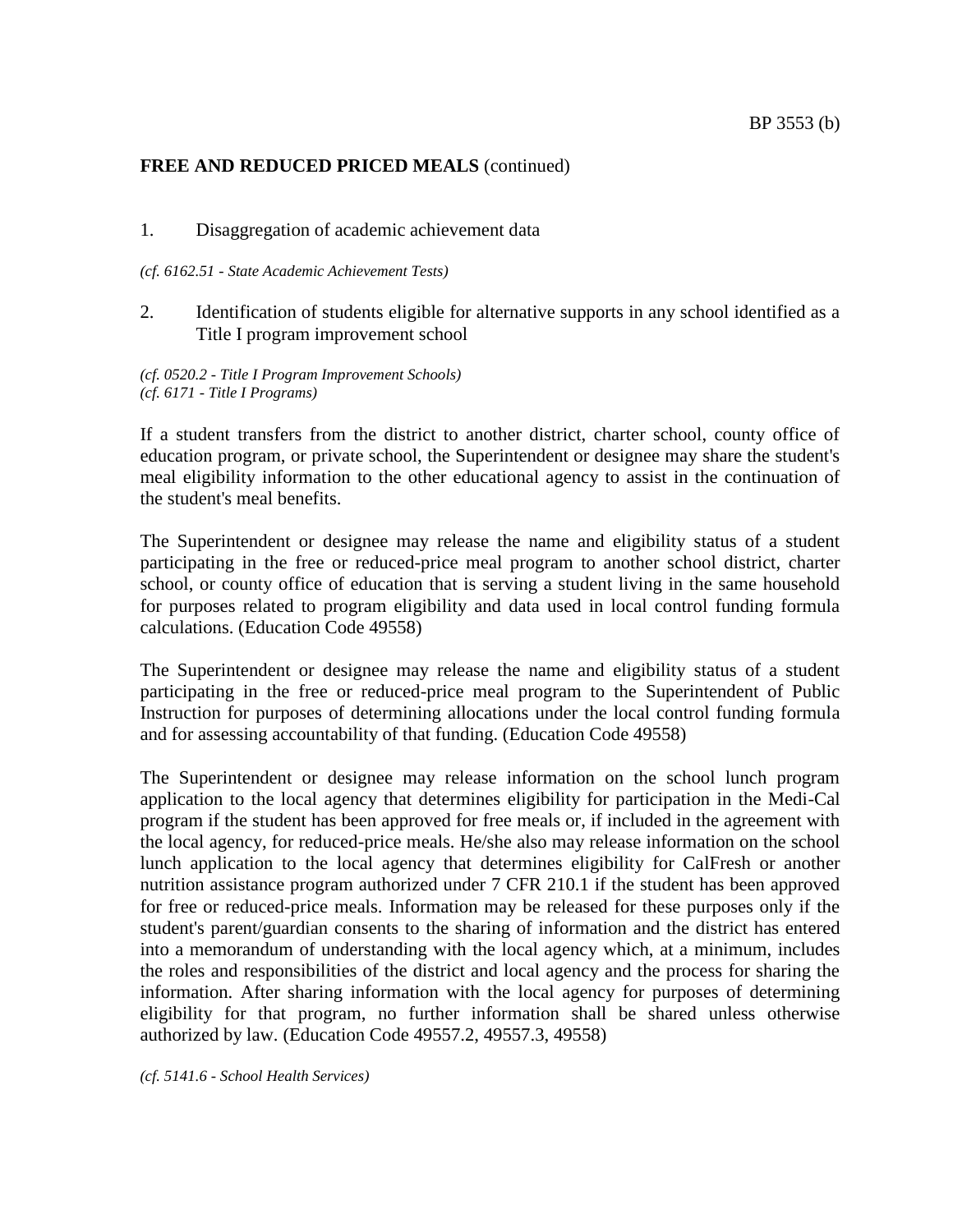**FREE AND REDUCED PRICED MEALS** (continued)

1. Disaggregation of academic achievement data

*(cf. 6162.51 - State Academic Achievement Tests)*

2. Identification of students eligible for alternative supports in any school identified as a Title I program improvement school

*(cf. 0520.2 - Title I Program Improvement Schools)*
*(cf. 6171 - Title I Programs)*

If a student transfers from the district to another district, charter school, county office of education program, or private school, the Superintendent or designee may share the student's meal eligibility information to the other educational agency to assist in the continuation of the student's meal benefits.

The Superintendent or designee may release the name and eligibility status of a student participating in the free or reduced-price meal program to another school district, charter school, or county office of education that is serving a student living in the same household for purposes related to program eligibility and data used in local control funding formula calculations. (Education Code 49558)

The Superintendent or designee may release the name and eligibility status of a student participating in the free or reduced-price meal program to the Superintendent of Public Instruction for purposes of determining allocations under the local control funding formula and for assessing accountability of that funding. (Education Code 49558)

The Superintendent or designee may release information on the school lunch program application to the local agency that determines eligibility for participation in the Medi-Cal program if the student has been approved for free meals or, if included in the agreement with the local agency, for reduced-price meals. He/she also may release information on the school lunch application to the local agency that determines eligibility for CalFresh or another nutrition assistance program authorized under 7 CFR 210.1 if the student has been approved for free or reduced-price meals. Information may be released for these purposes only if the student's parent/guardian consents to the sharing of information and the district has entered into a memorandum of understanding with the local agency which, at a minimum, includes the roles and responsibilities of the district and local agency and the process for sharing the information. After sharing information with the local agency for purposes of determining eligibility for that program, no further information shall be shared unless otherwise authorized by law. (Education Code 49557.2, 49557.3, 49558)

*(cf. 5141.6 - School Health Services)*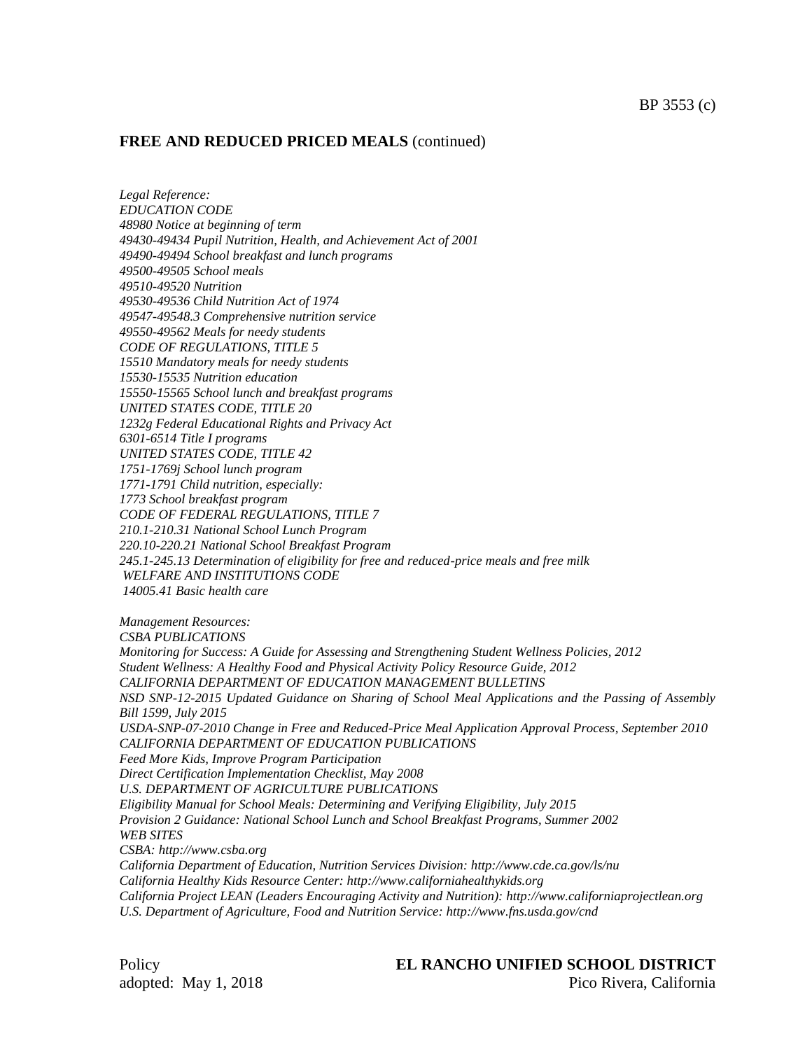**FREE AND REDUCED PRICED MEALS** (continued)

*Legal Reference:*
*EDUCATION CODE*
*48980 Notice at beginning of term*
*49430-49434 Pupil Nutrition, Health, and Achievement Act of 2001*
*49490-49494 School breakfast and lunch programs*
*49500-49505 School meals*
*49510-49520 Nutrition*
*49530-49536 Child Nutrition Act of 1974*
*49547-49548.3 Comprehensive nutrition service*
*49550-49562 Meals for needy students*
*CODE OF REGULATIONS, TITLE 5*
*15510 Mandatory meals for needy students*
*15530-15535 Nutrition education*
*15550-15565 School lunch and breakfast programs*
*UNITED STATES CODE, TITLE 20*
*1232g Federal Educational Rights and Privacy Act*
*6301-6514 Title I programs*
*UNITED STATES CODE, TITLE 42*
*1751-1769j School lunch program*
*1771-1791 Child nutrition, especially:*
*1773 School breakfast program*
*CODE OF FEDERAL REGULATIONS, TITLE 7*
*210.1-210.31 National School Lunch Program*
*220.10-220.21 National School Breakfast Program*
*245.1-245.13 Determination of eligibility for free and reduced-price meals and free milk*
*WELFARE AND INSTITUTIONS CODE*
*14005.41 Basic health care*

*Management Resources:*
*CSBA PUBLICATIONS*
*Monitoring for Success: A Guide for Assessing and Strengthening Student Wellness Policies, 2012*
*Student Wellness: A Healthy Food and Physical Activity Policy Resource Guide, 2012*
*CALIFORNIA DEPARTMENT OF EDUCATION MANAGEMENT BULLETINS*
*NSD SNP-12-2015 Updated Guidance on Sharing of School Meal Applications and the Passing of Assembly Bill 1599, July 2015*
*USDA-SNP-07-2010 Change in Free and Reduced-Price Meal Application Approval Process, September 2010*
*CALIFORNIA DEPARTMENT OF EDUCATION PUBLICATIONS*
*Feed More Kids, Improve Program Participation*
*Direct Certification Implementation Checklist, May 2008*
*U.S. DEPARTMENT OF AGRICULTURE PUBLICATIONS*
*Eligibility Manual for School Meals: Determining and Verifying Eligibility, July 2015*
*Provision 2 Guidance: National School Lunch and School Breakfast Programs, Summer 2002*
*WEB SITES*
*CSBA: http://www.csba.org*
*California Department of Education, Nutrition Services Division: http://www.cde.ca.gov/ls/nu*
*California Healthy Kids Resource Center: http://www.californiahealthykids.org*
*California Project LEAN (Leaders Encouraging Activity and Nutrition): http://www.californiaprojectlean.org*
*U.S. Department of Agriculture, Food and Nutrition Service: http://www.fns.usda.gov/cnd*

Policy
adopted: May 1, 2018

**EL RANCHO UNIFIED SCHOOL DISTRICT**
Pico Rivera, California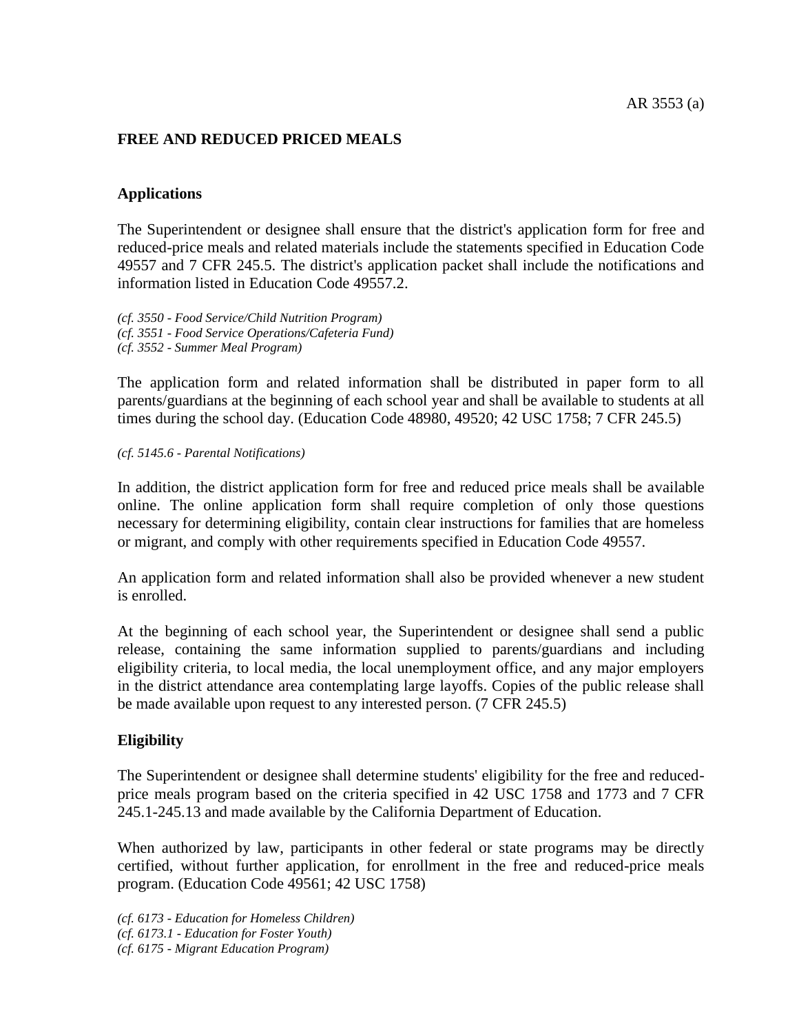## FREE AND REDUCED PRICED MEALS

### Applications

The Superintendent or designee shall ensure that the district's application form for free and reduced-price meals and related materials include the statements specified in Education Code 49557 and 7 CFR 245.5. The district's application packet shall include the notifications and information listed in Education Code 49557.2.

*(cf. 3550 - Food Service/Child Nutrition Program)*
*(cf. 3551 - Food Service Operations/Cafeteria Fund)*
*(cf. 3552 - Summer Meal Program)*

The application form and related information shall be distributed in paper form to all parents/guardians at the beginning of each school year and shall be available to students at all times during the school day. (Education Code 48980, 49520; 42 USC 1758; 7 CFR 245.5)

*(cf. 5145.6 - Parental Notifications)*

In addition, the district application form for free and reduced price meals shall be available online. The online application form shall require completion of only those questions necessary for determining eligibility, contain clear instructions for families that are homeless or migrant, and comply with other requirements specified in Education Code 49557.

An application form and related information shall also be provided whenever a new student is enrolled.

At the beginning of each school year, the Superintendent or designee shall send a public release, containing the same information supplied to parents/guardians and including eligibility criteria, to local media, the local unemployment office, and any major employers in the district attendance area contemplating large layoffs. Copies of the public release shall be made available upon request to any interested person. (7 CFR 245.5)

### Eligibility

The Superintendent or designee shall determine students' eligibility for the free and reduced-price meals program based on the criteria specified in 42 USC 1758 and 1773 and 7 CFR 245.1-245.13 and made available by the California Department of Education.

When authorized by law, participants in other federal or state programs may be directly certified, without further application, for enrollment in the free and reduced-price meals program. (Education Code 49561; 42 USC 1758)

*(cf. 6173 - Education for Homeless Children)*
*(cf. 6173.1 - Education for Foster Youth)*
*(cf. 6175 - Migrant Education Program)*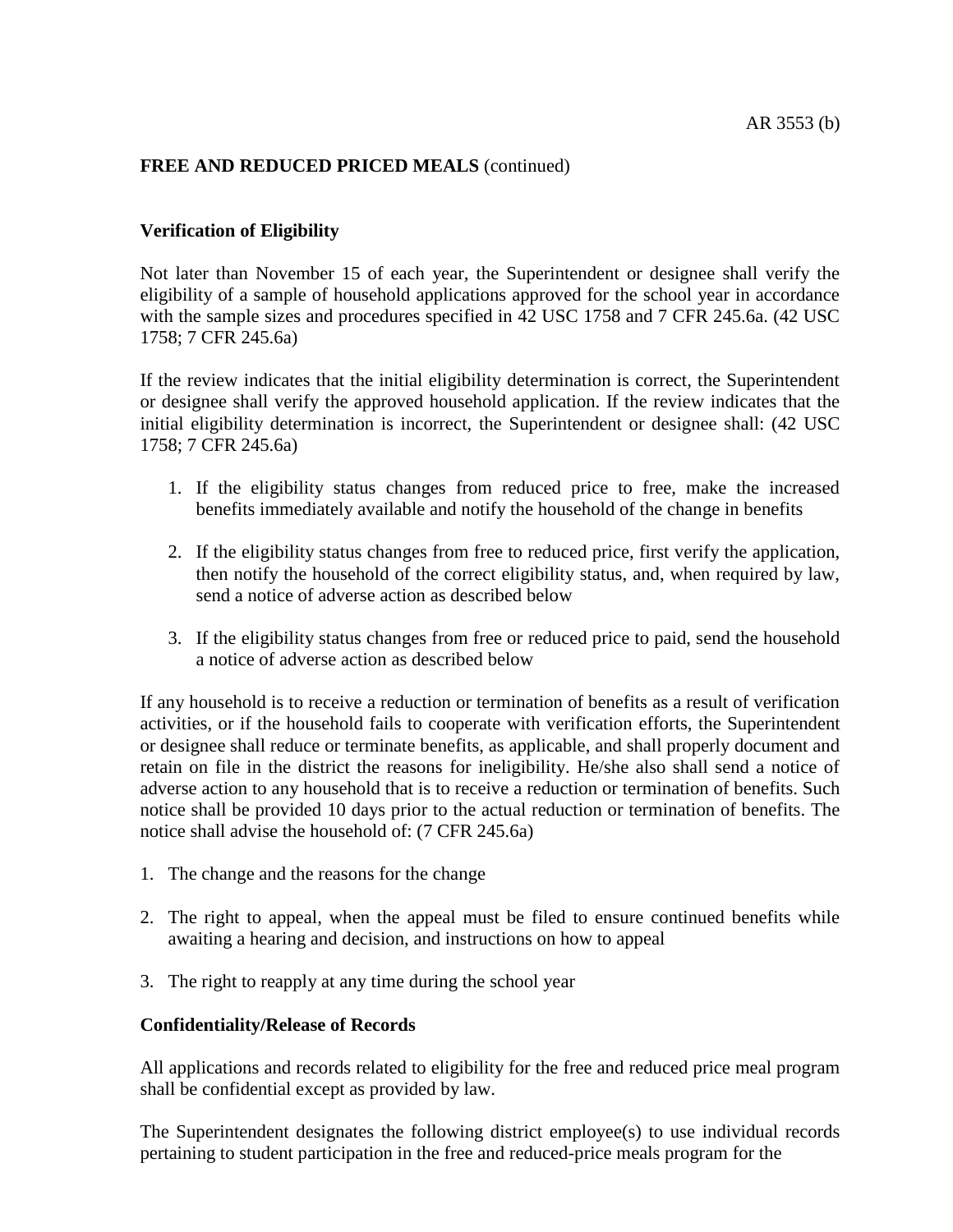**FREE AND REDUCED PRICED MEALS** (continued)

**Verification of Eligibility**

Not later than November 15 of each year, the Superintendent or designee shall verify the eligibility of a sample of household applications approved for the school year in accordance with the sample sizes and procedures specified in 42 USC 1758 and 7 CFR 245.6a. (42 USC 1758; 7 CFR 245.6a)

If the review indicates that the initial eligibility determination is correct, the Superintendent or designee shall verify the approved household application. If the review indicates that the initial eligibility determination is incorrect, the Superintendent or designee shall: (42 USC 1758; 7 CFR 245.6a)

1. If the eligibility status changes from reduced price to free, make the increased benefits immediately available and notify the household of the change in benefits

2. If the eligibility status changes from free to reduced price, first verify the application, then notify the household of the correct eligibility status, and, when required by law, send a notice of adverse action as described below

3. If the eligibility status changes from free or reduced price to paid, send the household a notice of adverse action as described below

If any household is to receive a reduction or termination of benefits as a result of verification activities, or if the household fails to cooperate with verification efforts, the Superintendent or designee shall reduce or terminate benefits, as applicable, and shall properly document and retain on file in the district the reasons for ineligibility. He/she also shall send a notice of adverse action to any household that is to receive a reduction or termination of benefits. Such notice shall be provided 10 days prior to the actual reduction or termination of benefits. The notice shall advise the household of: (7 CFR 245.6a)

1. The change and the reasons for the change

2. The right to appeal, when the appeal must be filed to ensure continued benefits while awaiting a hearing and decision, and instructions on how to appeal

3. The right to reapply at any time during the school year

**Confidentiality/Release of Records**

All applications and records related to eligibility for the free and reduced price meal program shall be confidential except as provided by law.

The Superintendent designates the following district employee(s) to use individual records pertaining to student participation in the free and reduced-price meals program for the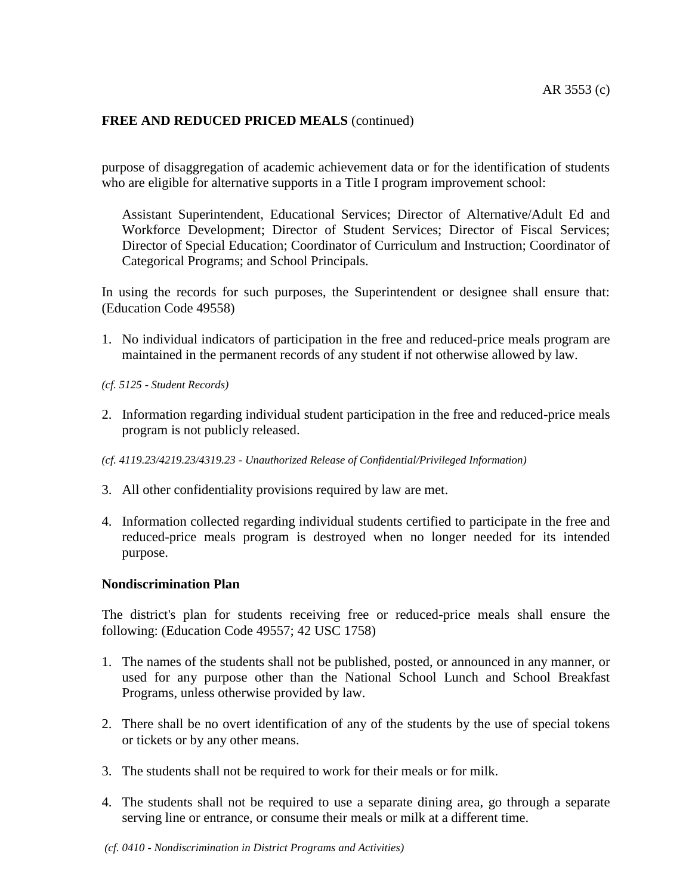**FREE AND REDUCED PRICED MEALS** (continued)

purpose of disaggregation of academic achievement data or for the identification of students who are eligible for alternative supports in a Title I program improvement school:

> Assistant Superintendent, Educational Services; Director of Alternative/Adult Ed and Workforce Development; Director of Student Services; Director of Fiscal Services; Director of Special Education; Coordinator of Curriculum and Instruction; Coordinator of Categorical Programs; and School Principals.

In using the records for such purposes, the Superintendent or designee shall ensure that: (Education Code 49558)

1. No individual indicators of participation in the free and reduced-price meals program are maintained in the permanent records of any student if not otherwise allowed by law.

*(cf. 5125 - Student Records)*

2. Information regarding individual student participation in the free and reduced-price meals program is not publicly released.

*(cf. 4119.23/4219.23/4319.23 - Unauthorized Release of Confidential/Privileged Information)*

3. All other confidentiality provisions required by law are met.

4. Information collected regarding individual students certified to participate in the free and reduced-price meals program is destroyed when no longer needed for its intended purpose.

**Nondiscrimination Plan**

The district's plan for students receiving free or reduced-price meals shall ensure the following: (Education Code 49557; 42 USC 1758)

1. The names of the students shall not be published, posted, or announced in any manner, or used for any purpose other than the National School Lunch and School Breakfast Programs, unless otherwise provided by law.

2. There shall be no overt identification of any of the students by the use of special tokens or tickets or by any other means.

3. The students shall not be required to work for their meals or for milk.

4. The students shall not be required to use a separate dining area, go through a separate serving line or entrance, or consume their meals or milk at a different time.

*(cf. 0410 - Nondiscrimination in District Programs and Activities)*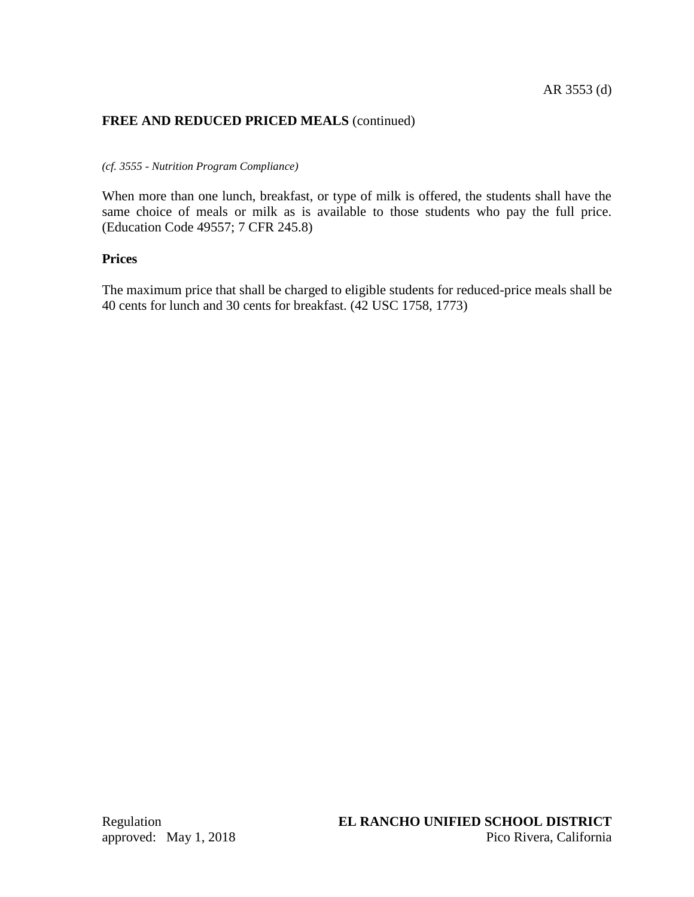*(cf. 3555 - Nutrition Program Compliance)*

When more than one lunch, breakfast, or type of milk is offered, the students shall have the same choice of meals or milk as is available to those students who pay the full price. (Education Code 49557; 7 CFR 245.8)

**Prices**

The maximum price that shall be charged to eligible students for reduced-price meals shall be 40 cents for lunch and 30 cents for breakfast. (42 USC 1758, 1773)

Regulation
approved: May 1, 2018

**EL RANCHO UNIFIED SCHOOL DISTRICT**
Pico Rivera, California